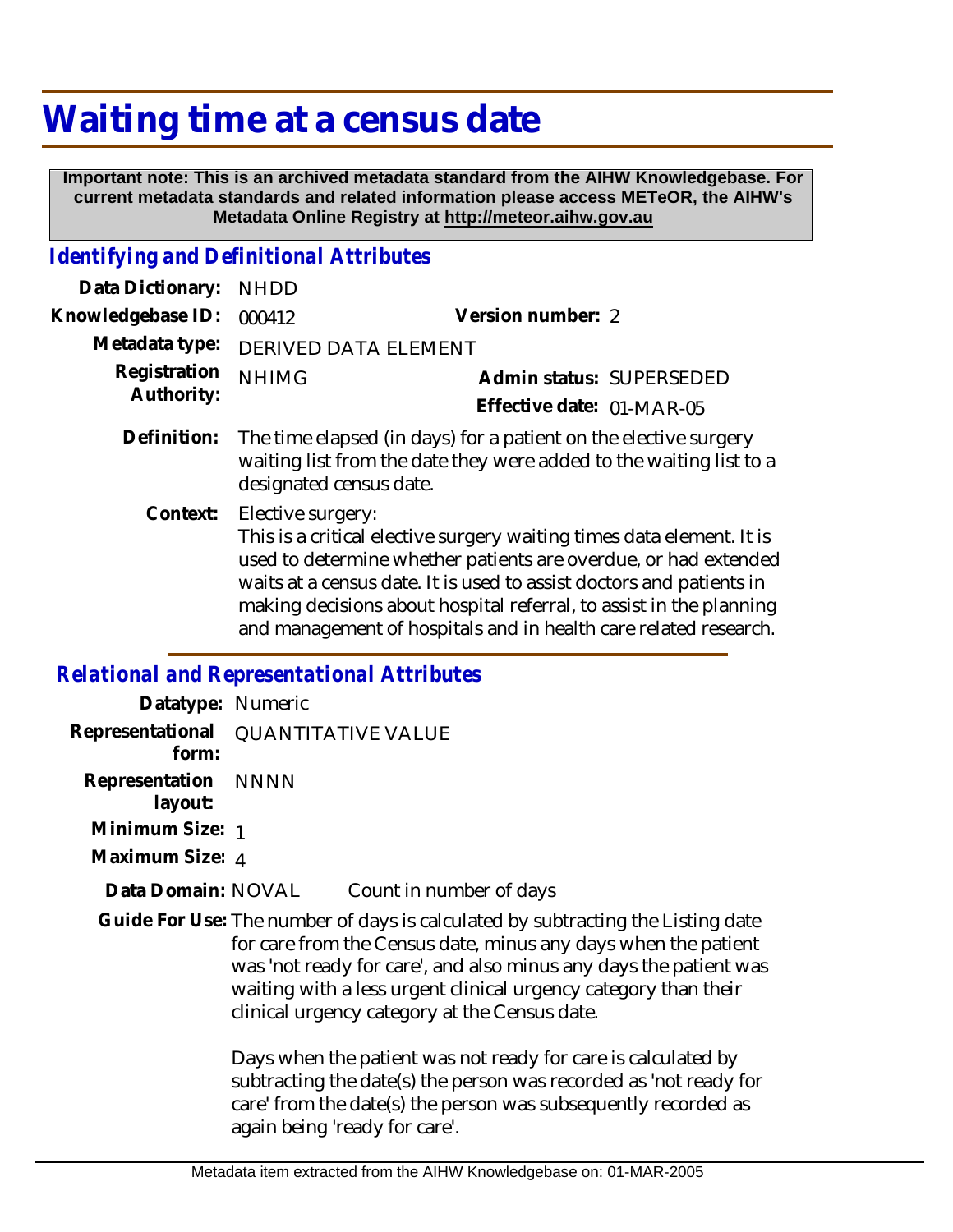# Waiting time at a census date

**Important note: This is an archived metadata standard from the AIHW Knowledgebase. For current metadata standards and related information please access METeOR, the AIHW's Metadata Online Registry at http://meteor.aihw.gov.au**

## *Identifying and Definitional Attributes*

**Data Dictionary:** NHDD

**Knowledgebase ID:** 000412

**Version number:** 2

**Metadata type:** DERIVED DATA ELEMENT

**Registration Authority:** NHIMG

**Admin status:** SUPERSEDED

**Effective date:** 01-MAR-05

**Definition:** The time elapsed (in days) for a patient on the elective surgery waiting list from the date they were added to the waiting list to a designated census date.

**Context:** Elective surgery:
This is a critical elective surgery waiting times data element. It is used to determine whether patients are overdue, or had extended waits at a census date. It is used to assist doctors and patients in making decisions about hospital referral, to assist in the planning and management of hospitals and in health care related research.

## *Relational and Representational Attributes*

**Datatype:** Numeric

**Representational form:** QUANTITATIVE VALUE

**Representation layout:** NNNN

**Minimum Size:** 1

**Maximum Size:** 4

**Data Domain:** NOVAL Count in number of days

**Guide For Use:** The number of days is calculated by subtracting the Listing date for care from the Census date, minus any days when the patient was 'not ready for care', and also minus any days the patient was waiting with a less urgent clinical urgency category than their clinical urgency category at the Census date.

Days when the patient was not ready for care is calculated by subtracting the date(s) the person was recorded as 'not ready for care' from the date(s) the person was subsequently recorded as again being 'ready for care'.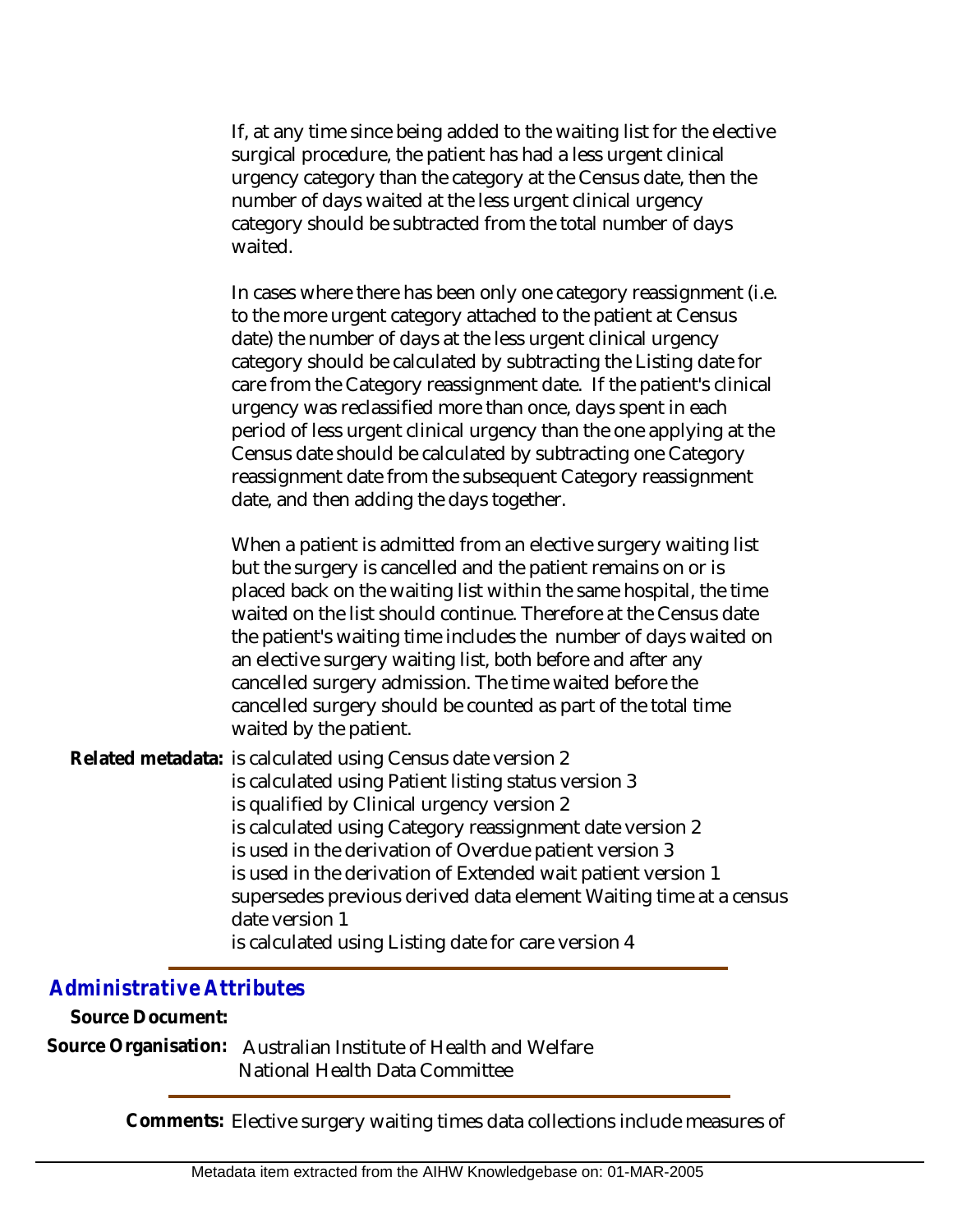If, at any time since being added to the waiting list for the elective surgical procedure, the patient has had a less urgent clinical urgency category than the category at the Census date, then the number of days waited at the less urgent clinical urgency category should be subtracted from the total number of days waited.

In cases where there has been only one category reassignment (i.e. to the more urgent category attached to the patient at Census date) the number of days at the less urgent clinical urgency category should be calculated by subtracting the Listing date for care from the Category reassignment date. If the patient's clinical urgency was reclassified more than once, days spent in each period of less urgent clinical urgency than the one applying at the Census date should be calculated by subtracting one Category reassignment date from the subsequent Category reassignment date, and then adding the days together.

When a patient is admitted from an elective surgery waiting list but the surgery is cancelled and the patient remains on or is placed back on the waiting list within the same hospital, the time waited on the list should continue. Therefore at the Census date the patient's waiting time includes the number of days waited on an elective surgery waiting list, both before and after any cancelled surgery admission. The time waited before the cancelled surgery should be counted as part of the total time waited by the patient.

**Related metadata:** is calculated using Census date version 2
is calculated using Patient listing status version 3
is qualified by Clinical urgency version 2
is calculated using Category reassignment date version 2
is used in the derivation of Overdue patient version 3
is used in the derivation of Extended wait patient version 1
supersedes previous derived data element Waiting time at a census date version 1
is calculated using Listing date for care version 4

## *Administrative Attributes*

**Source Document:**

**Source Organisation:** Australian Institute of Health and Welfare
National Health Data Committee

**Comments:** Elective surgery waiting times data collections include measures of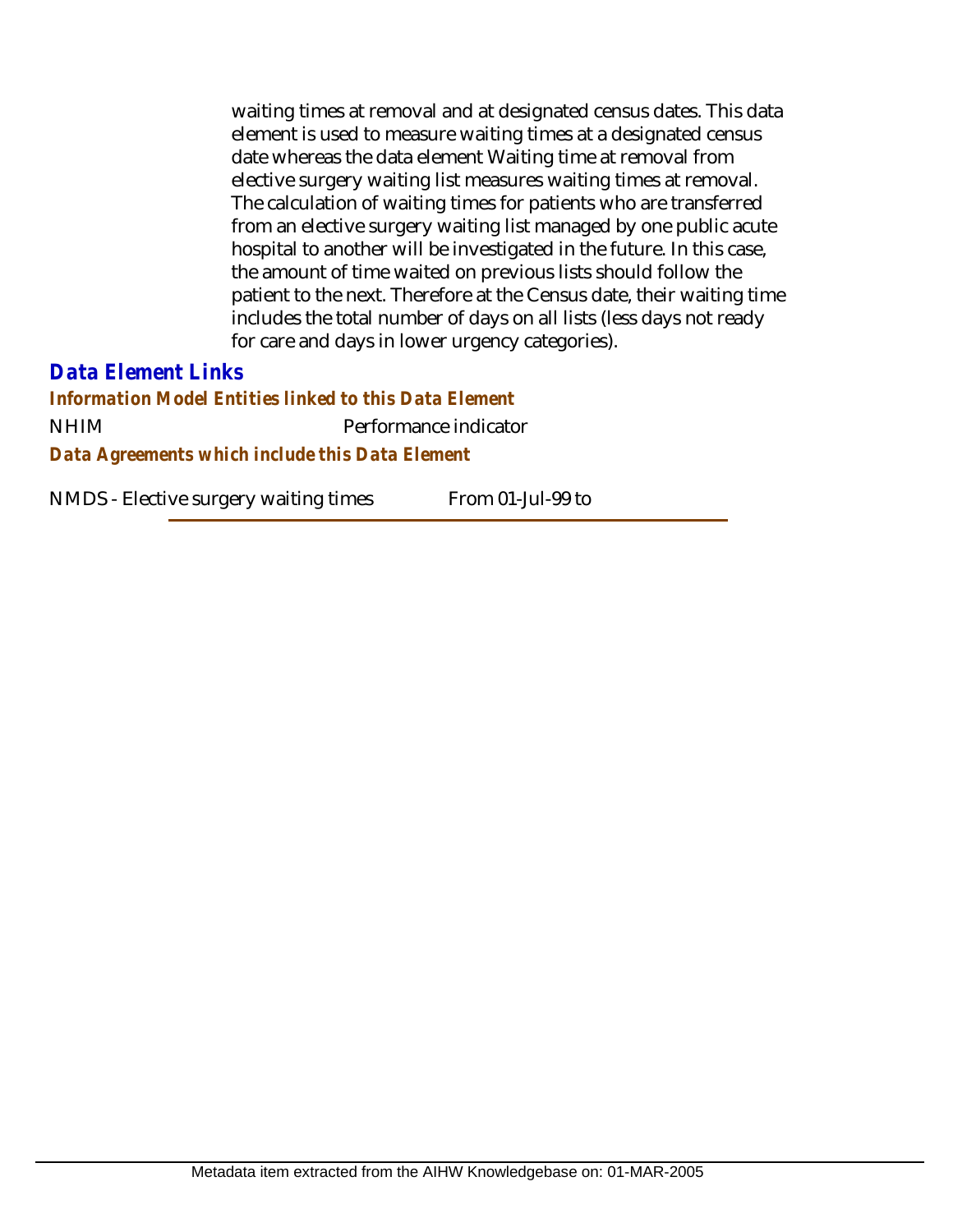waiting times at removal and at designated census dates. This data element is used to measure waiting times at a designated census date whereas the data element Waiting time at removal from elective surgery waiting list measures waiting times at removal. The calculation of waiting times for patients who are transferred from an elective surgery waiting list managed by one public acute hospital to another will be investigated in the future. In this case, the amount of time waited on previous lists should follow the patient to the next. Therefore at the Census date, their waiting time includes the total number of days on all lists (less days not ready for care and days in lower urgency categories).

## Data Element Links

### Information Model Entities linked to this Data Element

| | |
|---|---|
| NHIM | Performance indicator |

### Data Agreements which include this Data Element

| | |
|---|---|
| NMDS - Elective surgery waiting times | From 01-Jul-99 to |

Metadata item extracted from the AIHW Knowledgebase on: 01-MAR-2005